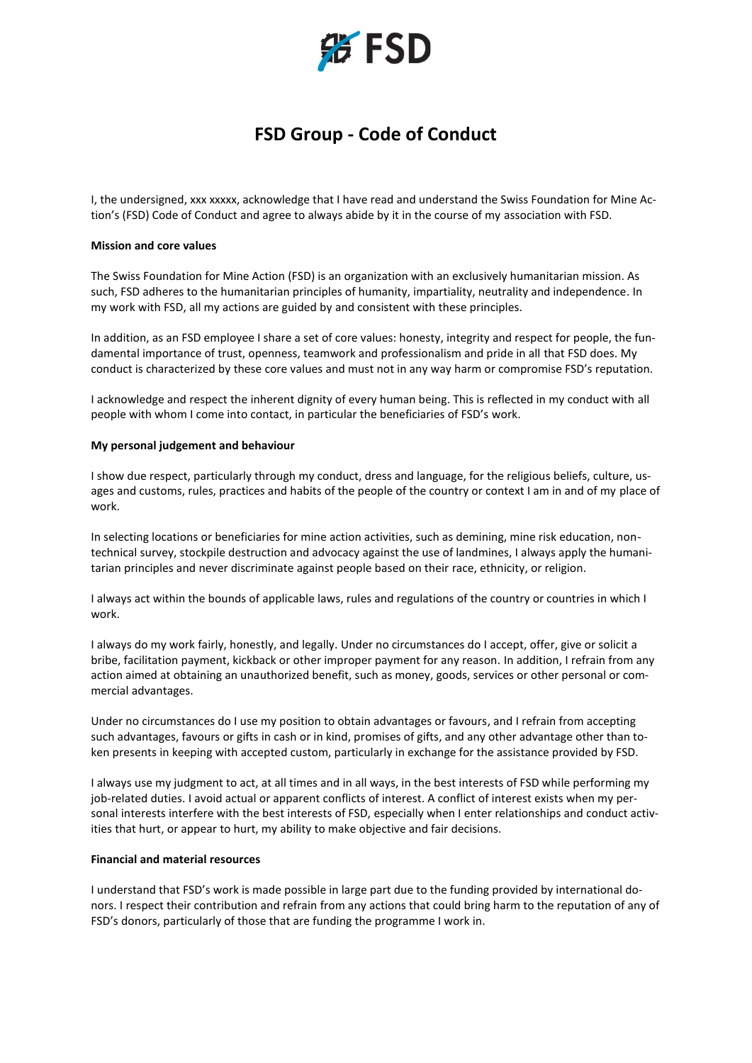# FSD Group - Code of Conduct

I, the undersigned, xxx xxxxx, acknowledge that I have read and understand the Swiss Foundation for Mine Action's (FSD) Code of Conduct and agree to always abide by it in the course of my association with FSD.

**Mission and core values**

The Swiss Foundation for Mine Action (FSD) is an organization with an exclusively humanitarian mission. As such, FSD adheres to the humanitarian principles of humanity, impartiality, neutrality and independence. In my work with FSD, all my actions are guided by and consistent with these principles.

In addition, as an FSD employee I share a set of core values: honesty, integrity and respect for people, the fundamental importance of trust, openness, teamwork and professionalism and pride in all that FSD does. My conduct is characterized by these core values and must not in any way harm or compromise FSD's reputation.

I acknowledge and respect the inherent dignity of every human being. This is reflected in my conduct with all people with whom I come into contact, in particular the beneficiaries of FSD's work.

**My personal judgement and behaviour**

I show due respect, particularly through my conduct, dress and language, for the religious beliefs, culture, usages and customs, rules, practices and habits of the people of the country or context I am in and of my place of work.

In selecting locations or beneficiaries for mine action activities, such as demining, mine risk education, non-technical survey, stockpile destruction and advocacy against the use of landmines, I always apply the humanitarian principles and never discriminate against people based on their race, ethnicity, or religion.

I always act within the bounds of applicable laws, rules and regulations of the country or countries in which I work.

I always do my work fairly, honestly, and legally. Under no circumstances do I accept, offer, give or solicit a bribe, facilitation payment, kickback or other improper payment for any reason. In addition, I refrain from any action aimed at obtaining an unauthorized benefit, such as money, goods, services or other personal or commercial advantages.

Under no circumstances do I use my position to obtain advantages or favours, and I refrain from accepting such advantages, favours or gifts in cash or in kind, promises of gifts, and any other advantage other than token presents in keeping with accepted custom, particularly in exchange for the assistance provided by FSD.

I always use my judgment to act, at all times and in all ways, in the best interests of FSD while performing my job-related duties. I avoid actual or apparent conflicts of interest. A conflict of interest exists when my personal interests interfere with the best interests of FSD, especially when I enter relationships and conduct activities that hurt, or appear to hurt, my ability to make objective and fair decisions.

**Financial and material resources**

I understand that FSD's work is made possible in large part due to the funding provided by international donors. I respect their contribution and refrain from any actions that could bring harm to the reputation of any of FSD's donors, particularly of those that are funding the programme I work in.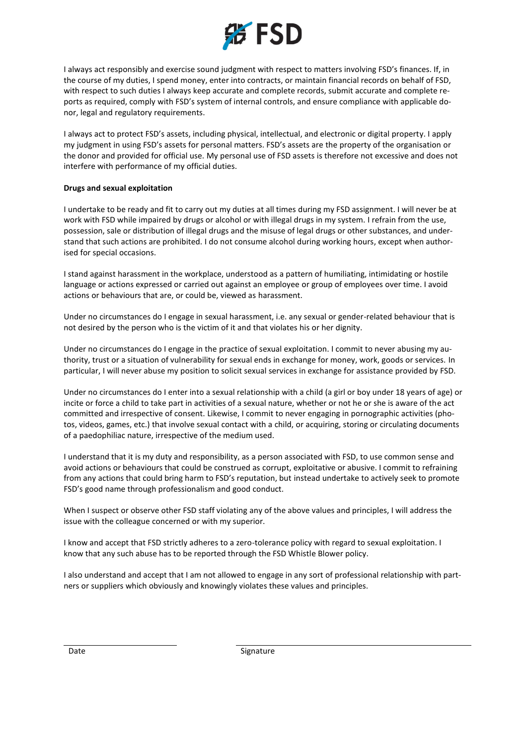I always act responsibly and exercise sound judgment with respect to matters involving FSD's finances. If, in the course of my duties, I spend money, enter into contracts, or maintain financial records on behalf of FSD, with respect to such duties I always keep accurate and complete records, submit accurate and complete reports as required, comply with FSD's system of internal controls, and ensure compliance with applicable donor, legal and regulatory requirements.

I always act to protect FSD's assets, including physical, intellectual, and electronic or digital property. I apply my judgment in using FSD's assets for personal matters. FSD's assets are the property of the organisation or the donor and provided for official use. My personal use of FSD assets is therefore not excessive and does not interfere with performance of my official duties.

**Drugs and sexual exploitation**

I undertake to be ready and fit to carry out my duties at all times during my FSD assignment. I will never be at work with FSD while impaired by drugs or alcohol or with illegal drugs in my system. I refrain from the use, possession, sale or distribution of illegal drugs and the misuse of legal drugs or other substances, and understand that such actions are prohibited. I do not consume alcohol during working hours, except when authorised for special occasions.

I stand against harassment in the workplace, understood as a pattern of humiliating, intimidating or hostile language or actions expressed or carried out against an employee or group of employees over time. I avoid actions or behaviours that are, or could be, viewed as harassment.

Under no circumstances do I engage in sexual harassment, i.e. any sexual or gender-related behaviour that is not desired by the person who is the victim of it and that violates his or her dignity.

Under no circumstances do I engage in the practice of sexual exploitation. I commit to never abusing my authority, trust or a situation of vulnerability for sexual ends in exchange for money, work, goods or services. In particular, I will never abuse my position to solicit sexual services in exchange for assistance provided by FSD.

Under no circumstances do I enter into a sexual relationship with a child (a girl or boy under 18 years of age) or incite or force a child to take part in activities of a sexual nature, whether or not he or she is aware of the act committed and irrespective of consent. Likewise, I commit to never engaging in pornographic activities (photos, videos, games, etc.) that involve sexual contact with a child, or acquiring, storing or circulating documents of a paedophiliac nature, irrespective of the medium used.

I understand that it is my duty and responsibility, as a person associated with FSD, to use common sense and avoid actions or behaviours that could be construed as corrupt, exploitative or abusive. I commit to refraining from any actions that could bring harm to FSD's reputation, but instead undertake to actively seek to promote FSD's good name through professionalism and good conduct.

When I suspect or observe other FSD staff violating any of the above values and principles, I will address the issue with the colleague concerned or with my superior.

I know and accept that FSD strictly adheres to a zero-tolerance policy with regard to sexual exploitation. I know that any such abuse has to be reported through the FSD Whistle Blower policy.

I also understand and accept that I am not allowed to engage in any sort of professional relationship with partners or suppliers which obviously and knowingly violates these values and principles.

Date

Signature